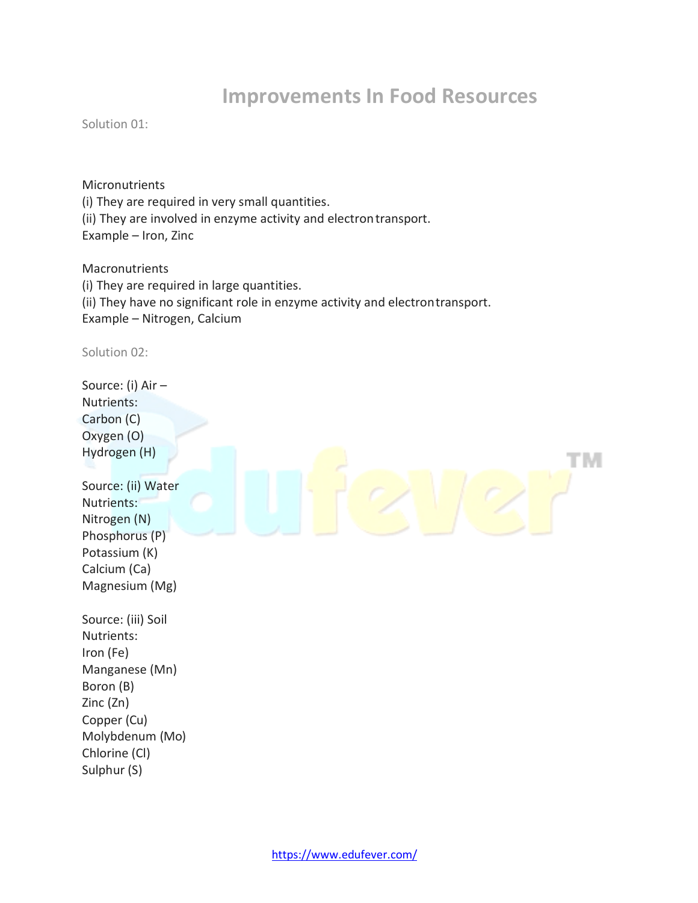# Improvements In Food Resources

Solution 01:

Micronutrients
(i) They are required in very small quantities.
(ii) They are involved in enzyme activity and electron transport.
Example – Iron, Zinc

Macronutrients
(i) They are required in large quantities.
(ii) They have no significant role in enzyme activity and electron transport.
Example – Nitrogen, Calcium

Solution 02:

Source: (i) Air –
Nutrients:
Carbon (C)
Oxygen (O)
Hydrogen (H)

Source: (ii) Water
Nutrients:
Nitrogen (N)
Phosphorus (P)
Potassium (K)
Calcium (Ca)
Magnesium (Mg)

Source: (iii) Soil
Nutrients:
Iron (Fe)
Manganese (Mn)
Boron (B)
Zinc (Zn)
Copper (Cu)
Molybdenum (Mo)
Chlorine (Cl)
Sulphur (S)

https://www.edufever.com/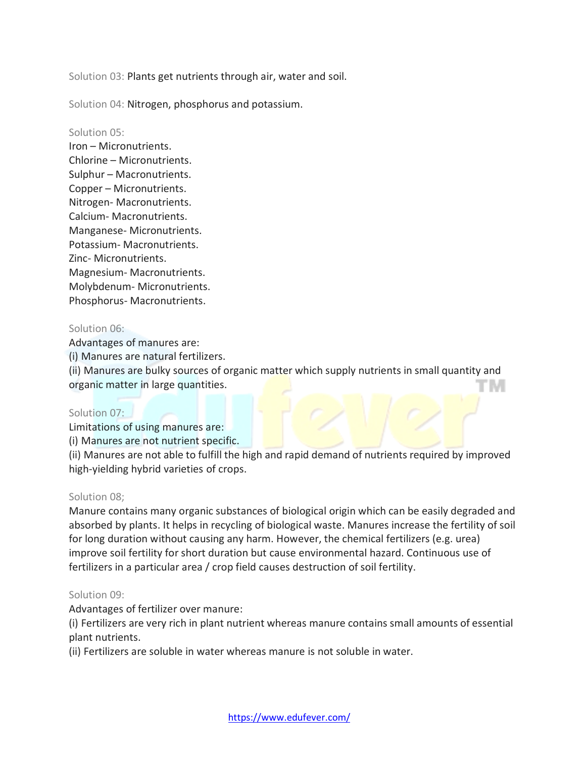Solution 03: Plants get nutrients through air, water and soil.

Solution 04: Nitrogen, phosphorus and potassium.

Solution 05:
Iron – Micronutrients.
Chlorine – Micronutrients.
Sulphur – Macronutrients.
Copper – Micronutrients.
Nitrogen- Macronutrients.
Calcium- Macronutrients.
Manganese- Micronutrients.
Potassium- Macronutrients.
Zinc- Micronutrients.
Magnesium- Macronutrients.
Molybdenum- Micronutrients.
Phosphorus- Macronutrients.

Solution 06:
Advantages of manures are:
(i) Manures are natural fertilizers.
(ii) Manures are bulky sources of organic matter which supply nutrients in small quantity and organic matter in large quantities.

Solution 07:
Limitations of using manures are:
(i) Manures are not nutrient specific.
(ii) Manures are not able to fulfill the high and rapid demand of nutrients required by improved high-yielding hybrid varieties of crops.

Solution 08;
Manure contains many organic substances of biological origin which can be easily degraded and absorbed by plants. It helps in recycling of biological waste. Manures increase the fertility of soil for long duration without causing any harm. However, the chemical fertilizers (e.g. urea) improve soil fertility for short duration but cause environmental hazard. Continuous use of fertilizers in a particular area / crop field causes destruction of soil fertility.

Solution 09:
Advantages of fertilizer over manure:
(i) Fertilizers are very rich in plant nutrient whereas manure contains small amounts of essential plant nutrients.
(ii) Fertilizers are soluble in water whereas manure is not soluble in water.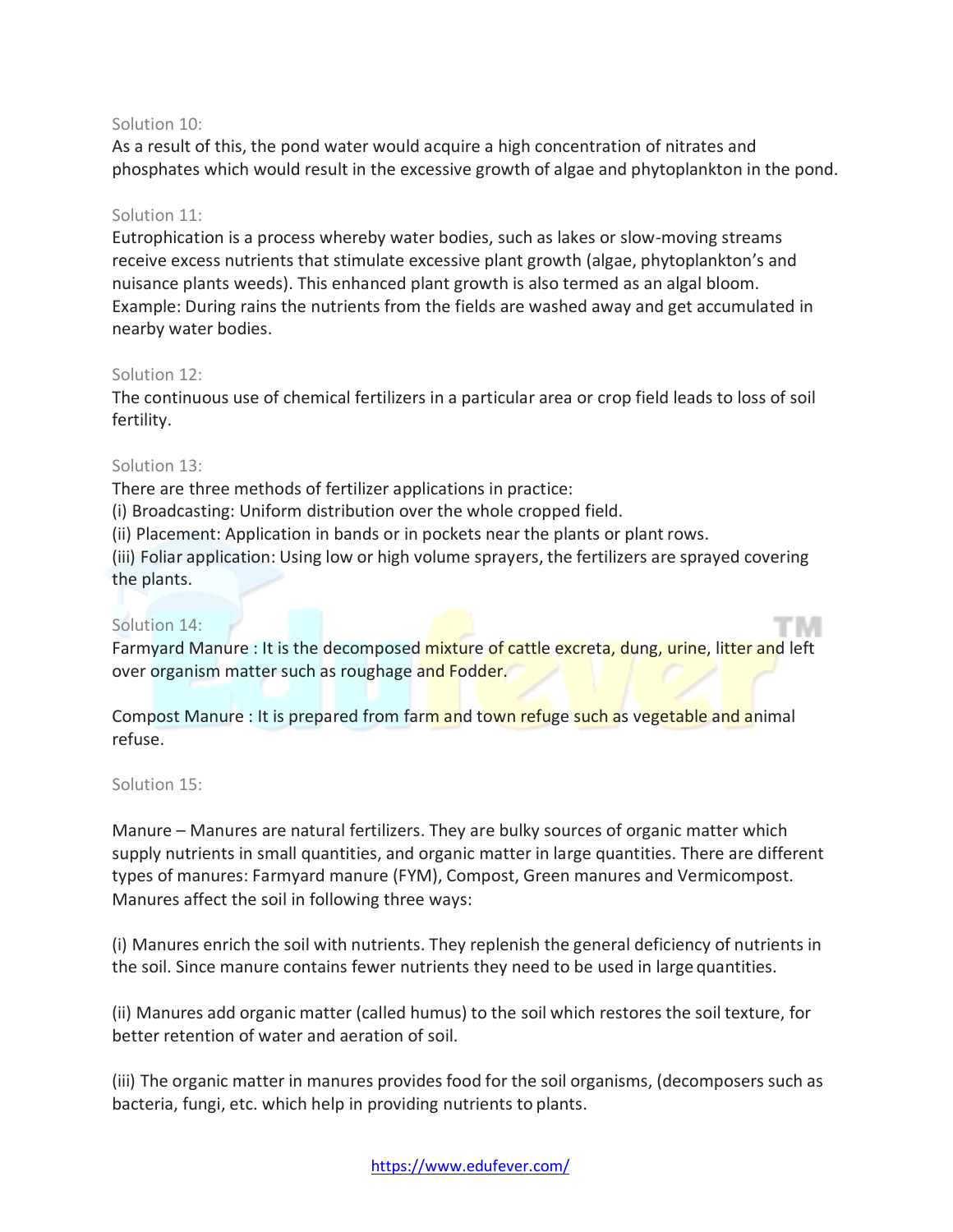Solution 10:

As a result of this, the pond water would acquire a high concentration of nitrates and phosphates which would result in the excessive growth of algae and phytoplankton in the pond.

Solution 11:

Eutrophication is a process whereby water bodies, such as lakes or slow-moving streams receive excess nutrients that stimulate excessive plant growth (algae, phytoplankton's and nuisance plants weeds). This enhanced plant growth is also termed as an algal bloom. Example: During rains the nutrients from the fields are washed away and get accumulated in nearby water bodies.

Solution 12:

The continuous use of chemical fertilizers in a particular area or crop field leads to loss of soil fertility.

Solution 13:

There are three methods of fertilizer applications in practice:

(i) Broadcasting: Uniform distribution over the whole cropped field.

(ii) Placement: Application in bands or in pockets near the plants or plant rows.

(iii) Foliar application: Using low or high volume sprayers, the fertilizers are sprayed covering the plants.

Solution 14:

Farmyard Manure : It is the decomposed mixture of cattle excreta, dung, urine, litter and left over organism matter such as roughage and Fodder.

Compost Manure : It is prepared from farm and town refuge such as vegetable and animal refuse.

Solution 15:

Manure – Manures are natural fertilizers. They are bulky sources of organic matter which supply nutrients in small quantities, and organic matter in large quantities. There are different types of manures: Farmyard manure (FYM), Compost, Green manures and Vermicompost. Manures affect the soil in following three ways:

(i) Manures enrich the soil with nutrients. They replenish the general deficiency of nutrients in the soil. Since manure contains fewer nutrients they need to be used in large quantities.

(ii) Manures add organic matter (called humus) to the soil which restores the soil texture, for better retention of water and aeration of soil.

(iii) The organic matter in manures provides food for the soil organisms, (decomposers such as bacteria, fungi, etc. which help in providing nutrients to plants.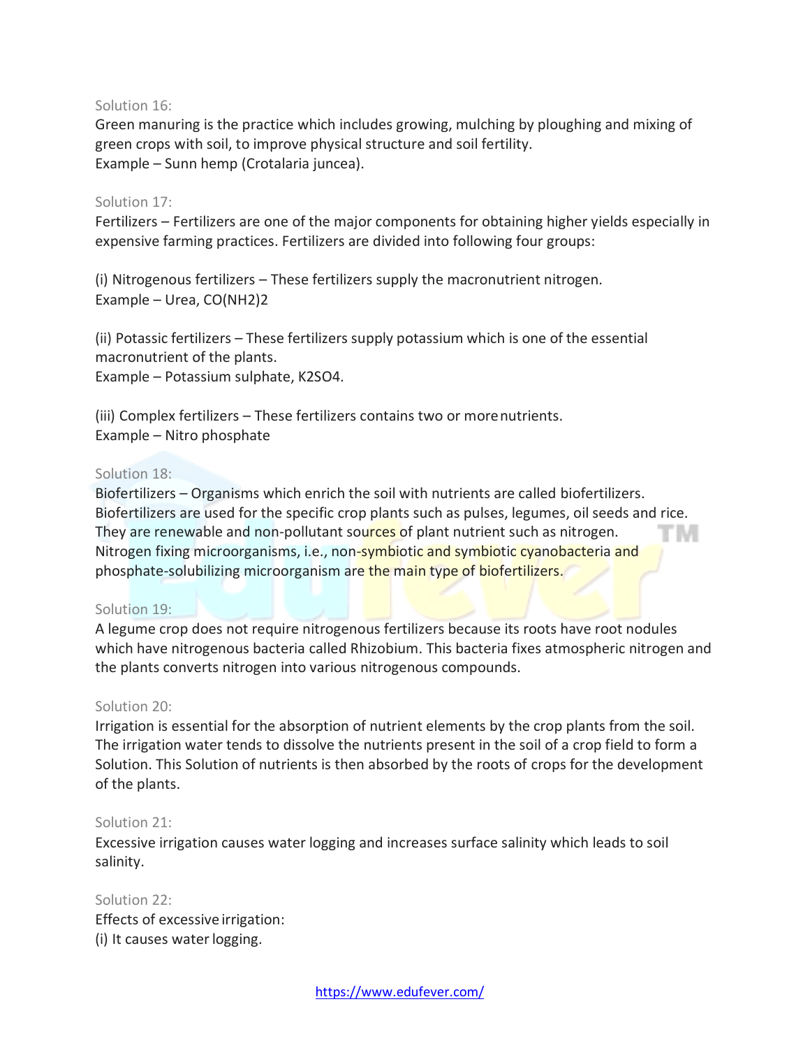Solution 16:

Green manuring is the practice which includes growing, mulching by ploughing and mixing of green crops with soil, to improve physical structure and soil fertility.

Example – Sunn hemp (Crotalaria juncea).

Solution 17:

Fertilizers – Fertilizers are one of the major components for obtaining higher yields especially in expensive farming practices. Fertilizers are divided into following four groups:

(i) Nitrogenous fertilizers – These fertilizers supply the macronutrient nitrogen.

Example – Urea, $CO(NH_2)_2$

(ii) Potassic fertilizers – These fertilizers supply potassium which is one of the essential macronutrient of the plants.

Example – Potassium sulphate, $K_2SO_4$.

(iii) Complex fertilizers – These fertilizers contains two or more nutrients.

Example – Nitro phosphate

Solution 18:

Biofertilizers – Organisms which enrich the soil with nutrients are called biofertilizers. Biofertilizers are used for the specific crop plants such as pulses, legumes, oil seeds and rice. They are renewable and non-pollutant sources of plant nutrient such as nitrogen. Nitrogen fixing microorganisms, i.e., non-symbiotic and symbiotic cyanobacteria and phosphate-solubilizing microorganism are the main type of biofertilizers.

Solution 19:

A legume crop does not require nitrogenous fertilizers because its roots have root nodules which have nitrogenous bacteria called Rhizobium. This bacteria fixes atmospheric nitrogen and the plants converts nitrogen into various nitrogenous compounds.

Solution 20:

Irrigation is essential for the absorption of nutrient elements by the crop plants from the soil. The irrigation water tends to dissolve the nutrients present in the soil of a crop field to form a Solution. This Solution of nutrients is then absorbed by the roots of crops for the development of the plants.

Solution 21:

Excessive irrigation causes water logging and increases surface salinity which leads to soil salinity.

Solution 22:

Effects of excessive irrigation:

(i) It causes water logging.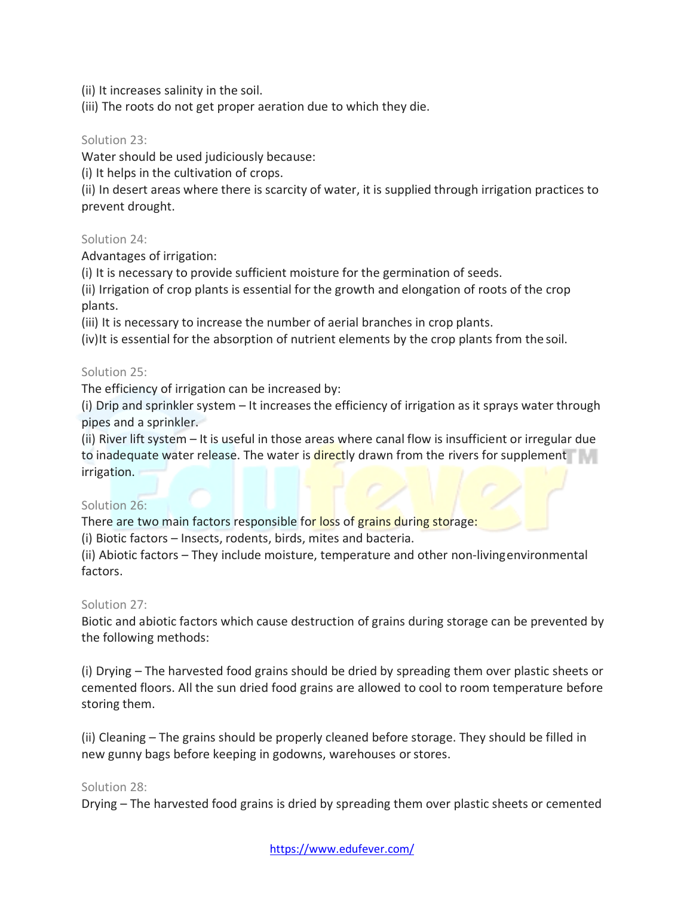(ii) It increases salinity in the soil.
(iii) The roots do not get proper aeration due to which they die.

Solution 23:
Water should be used judiciously because:
(i) It helps in the cultivation of crops.
(ii) In desert areas where there is scarcity of water, it is supplied through irrigation practices to prevent drought.

Solution 24:
Advantages of irrigation:
(i) It is necessary to provide sufficient moisture for the germination of seeds.
(ii) Irrigation of crop plants is essential for the growth and elongation of roots of the crop plants.
(iii) It is necessary to increase the number of aerial branches in crop plants.
(iv)It is essential for the absorption of nutrient elements by the crop plants from the soil.

Solution 25:
The efficiency of irrigation can be increased by:
(i) Drip and sprinkler system – It increases the efficiency of irrigation as it sprays water through pipes and a sprinkler.
(ii) River lift system – It is useful in those areas where canal flow is insufficient or irregular due to inadequate water release. The water is directly drawn from the rivers for supplement irrigation.

Solution 26:
There are two main factors responsible for loss of grains during storage:
(i) Biotic factors – Insects, rodents, birds, mites and bacteria.
(ii) Abiotic factors – They include moisture, temperature and other non-living environmental factors.

Solution 27:
Biotic and abiotic factors which cause destruction of grains during storage can be prevented by the following methods:

(i) Drying – The harvested food grains should be dried by spreading them over plastic sheets or cemented floors. All the sun dried food grains are allowed to cool to room temperature before storing them.

(ii) Cleaning – The grains should be properly cleaned before storage. They should be filled in new gunny bags before keeping in godowns, warehouses or stores.

Solution 28:
Drying – The harvested food grains is dried by spreading them over plastic sheets or cemented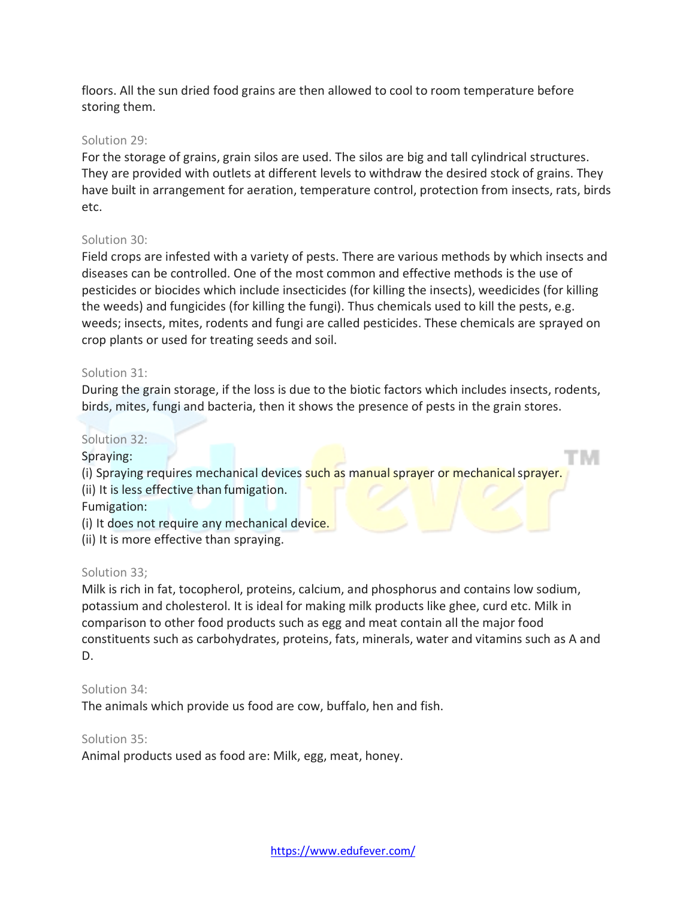floors. All the sun dried food grains are then allowed to cool to room temperature before storing them.

Solution 29:

For the storage of grains, grain silos are used. The silos are big and tall cylindrical structures. They are provided with outlets at different levels to withdraw the desired stock of grains. They have built in arrangement for aeration, temperature control, protection from insects, rats, birds etc.

Solution 30:

Field crops are infested with a variety of pests. There are various methods by which insects and diseases can be controlled. One of the most common and effective methods is the use of pesticides or biocides which include insecticides (for killing the insects), weedicides (for killing the weeds) and fungicides (for killing the fungi). Thus chemicals used to kill the pests, e.g. weeds; insects, mites, rodents and fungi are called pesticides. These chemicals are sprayed on crop plants or used for treating seeds and soil.

Solution 31:

During the grain storage, if the loss is due to the biotic factors which includes insects, rodents, birds, mites, fungi and bacteria, then it shows the presence of pests in the grain stores.

Solution 32:

Spraying:

(i) Spraying requires mechanical devices such as manual sprayer or mechanical sprayer.

(ii) It is less effective than fumigation.

Fumigation:

(i) It does not require any mechanical device.

(ii) It is more effective than spraying.

Solution 33;

Milk is rich in fat, tocopherol, proteins, calcium, and phosphorus and contains low sodium, potassium and cholesterol. It is ideal for making milk products like ghee, curd etc. Milk in comparison to other food products such as egg and meat contain all the major food constituents such as carbohydrates, proteins, fats, minerals, water and vitamins such as A and D.

Solution 34:

The animals which provide us food are cow, buffalo, hen and fish.

Solution 35:

Animal products used as food are: Milk, egg, meat, honey.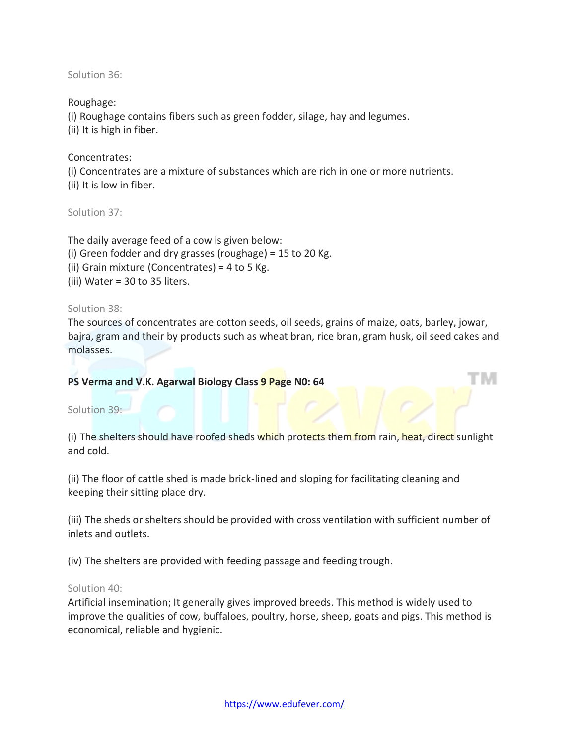Solution 36:

Roughage:
(i) Roughage contains fibers such as green fodder, silage, hay and legumes.
(ii) It is high in fiber.

Concentrates:
(i) Concentrates are a mixture of substances which are rich in one or more nutrients.
(ii) It is low in fiber.

Solution 37:

The daily average feed of a cow is given below:
(i) Green fodder and dry grasses (roughage) = 15 to 20 Kg.
(ii) Grain mixture (Concentrates) = 4 to 5 Kg.
(iii) Water = 30 to 35 liters.

Solution 38:
The sources of concentrates are cotton seeds, oil seeds, grains of maize, oats, barley, jowar, bajra, gram and their by products such as wheat bran, rice bran, gram husk, oil seed cakes and molasses.

**PS Verma and V.K. Agarwal Biology Class 9 Page N0: 64**

Solution 39:

(i) The shelters should have roofed sheds which protects them from rain, heat, direct sunlight and cold.

(ii) The floor of cattle shed is made brick-lined and sloping for facilitating cleaning and keeping their sitting place dry.

(iii) The sheds or shelters should be provided with cross ventilation with sufficient number of inlets and outlets.

(iv) The shelters are provided with feeding passage and feeding trough.

Solution 40:
Artificial insemination; It generally gives improved breeds. This method is widely used to improve the qualities of cow, buffaloes, poultry, horse, sheep, goats and pigs. This method is economical, reliable and hygienic.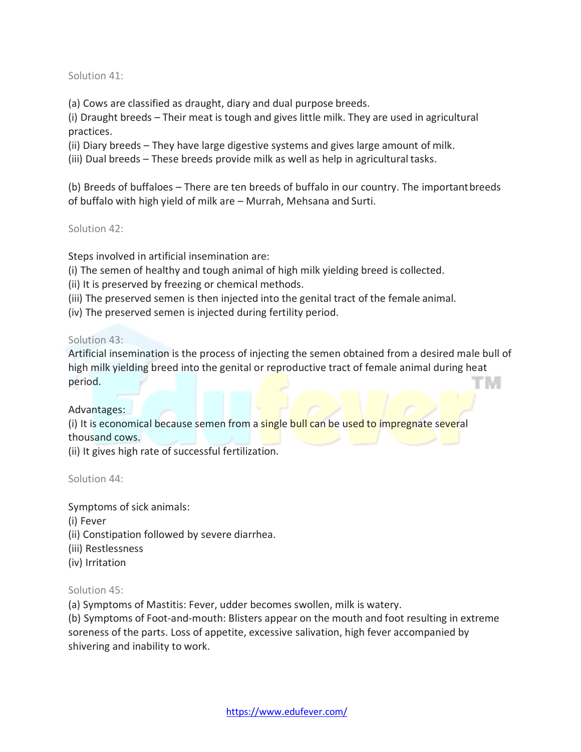Solution 41:

(a) Cows are classified as draught, diary and dual purpose breeds.
(i) Draught breeds – Their meat is tough and gives little milk. They are used in agricultural practices.
(ii) Diary breeds – They have large digestive systems and gives large amount of milk.
(iii) Dual breeds – These breeds provide milk as well as help in agricultural tasks.

(b) Breeds of buffaloes – There are ten breeds of buffalo in our country. The important breeds of buffalo with high yield of milk are – Murrah, Mehsana and Surti.

Solution 42:

Steps involved in artificial insemination are:
(i) The semen of healthy and tough animal of high milk yielding breed is collected.
(ii) It is preserved by freezing or chemical methods.
(iii) The preserved semen is then injected into the genital tract of the female animal.
(iv) The preserved semen is injected during fertility period.

Solution 43:
Artificial insemination is the process of injecting the semen obtained from a desired male bull of high milk yielding breed into the genital or reproductive tract of female animal during heat period.

Advantages:
(i) It is economical because semen from a single bull can be used to impregnate several thousand cows.
(ii) It gives high rate of successful fertilization.

Solution 44:

Symptoms of sick animals:
(i) Fever
(ii) Constipation followed by severe diarrhea.
(iii) Restlessness
(iv) Irritation

Solution 45:
(a) Symptoms of Mastitis: Fever, udder becomes swollen, milk is watery.
(b) Symptoms of Foot-and-mouth: Blisters appear on the mouth and foot resulting in extreme soreness of the parts. Loss of appetite, excessive salivation, high fever accompanied by shivering and inability to work.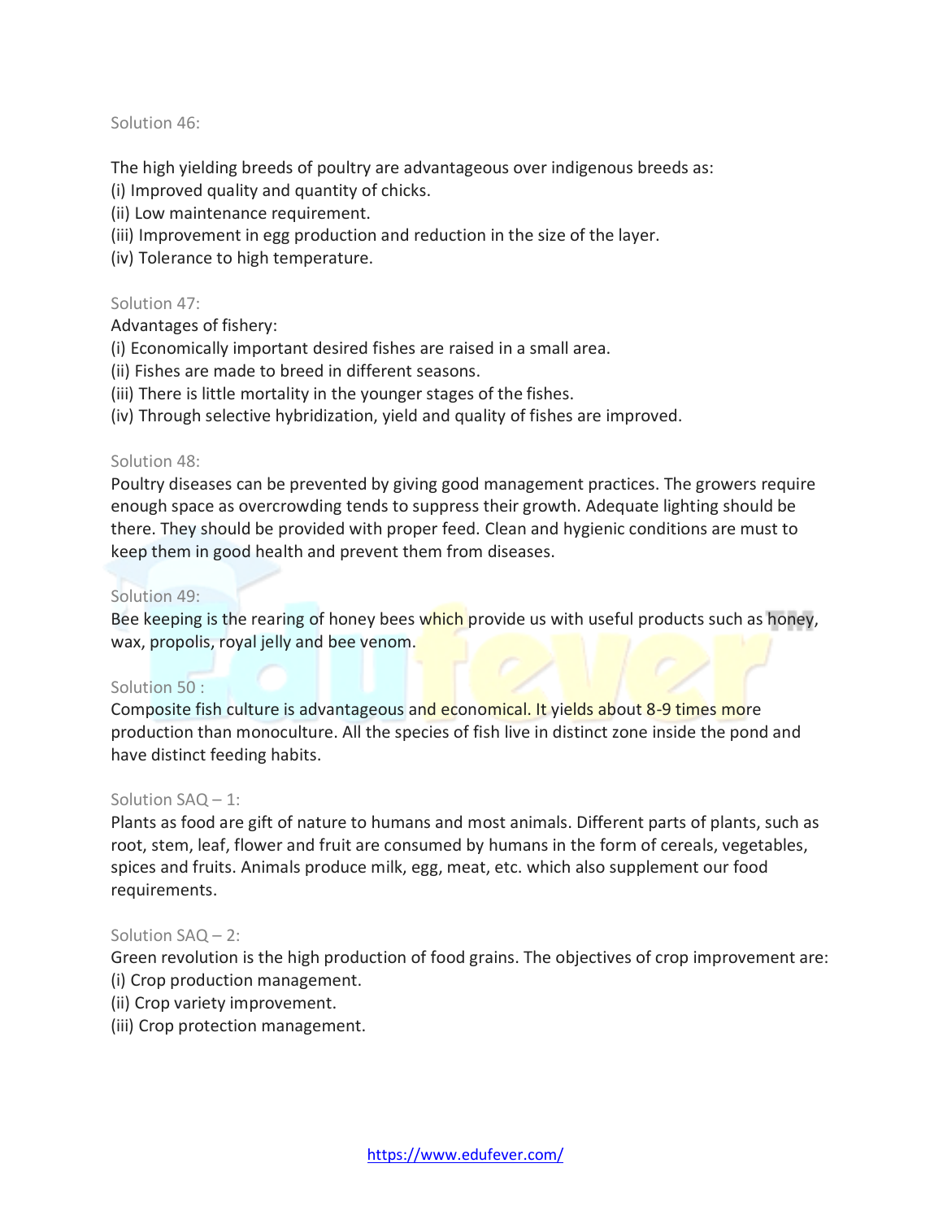Solution 46:

The high yielding breeds of poultry are advantageous over indigenous breeds as:
(i) Improved quality and quantity of chicks.
(ii) Low maintenance requirement.
(iii) Improvement in egg production and reduction in the size of the layer.
(iv) Tolerance to high temperature.

Solution 47:

Advantages of fishery:
(i) Economically important desired fishes are raised in a small area.
(ii) Fishes are made to breed in different seasons.
(iii) There is little mortality in the younger stages of the fishes.
(iv) Through selective hybridization, yield and quality of fishes are improved.

Solution 48:

Poultry diseases can be prevented by giving good management practices. The growers require enough space as overcrowding tends to suppress their growth. Adequate lighting should be there. They should be provided with proper feed. Clean and hygienic conditions are must to keep them in good health and prevent them from diseases.

Solution 49:

Bee keeping is the rearing of honey bees which provide us with useful products such as honey, wax, propolis, royal jelly and bee venom.

Solution 50 :

Composite fish culture is advantageous and economical. It yields about 8-9 times more production than monoculture. All the species of fish live in distinct zone inside the pond and have distinct feeding habits.

Solution SAQ – 1:

Plants as food are gift of nature to humans and most animals. Different parts of plants, such as root, stem, leaf, flower and fruit are consumed by humans in the form of cereals, vegetables, spices and fruits. Animals produce milk, egg, meat, etc. which also supplement our food requirements.

Solution SAQ – 2:

Green revolution is the high production of food grains. The objectives of crop improvement are:
(i) Crop production management.
(ii) Crop variety improvement.
(iii) Crop protection management.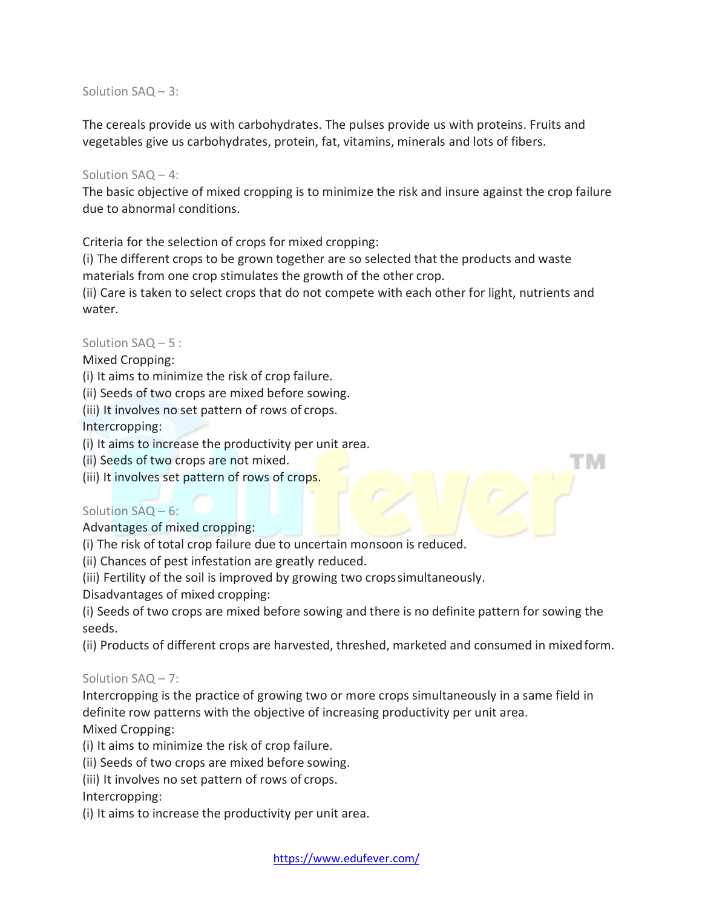Solution SAQ – 3:

The cereals provide us with carbohydrates. The pulses provide us with proteins. Fruits and vegetables give us carbohydrates, protein, fat, vitamins, minerals and lots of fibers.

Solution SAQ – 4:

The basic objective of mixed cropping is to minimize the risk and insure against the crop failure due to abnormal conditions.

Criteria for the selection of crops for mixed cropping:

(i) The different crops to be grown together are so selected that the products and waste materials from one crop stimulates the growth of the other crop.

(ii) Care is taken to select crops that do not compete with each other for light, nutrients and water.

Solution SAQ – 5 :

Mixed Cropping:

(i) It aims to minimize the risk of crop failure.

(ii) Seeds of two crops are mixed before sowing.

(iii) It involves no set pattern of rows of crops.

Intercropping:

(i) It aims to increase the productivity per unit area.

(ii) Seeds of two crops are not mixed.

(iii) It involves set pattern of rows of crops.

Solution SAQ – 6:

Advantages of mixed cropping:

(i) The risk of total crop failure due to uncertain monsoon is reduced.

(ii) Chances of pest infestation are greatly reduced.

(iii) Fertility of the soil is improved by growing two crops simultaneously.

Disadvantages of mixed cropping:

(i) Seeds of two crops are mixed before sowing and there is no definite pattern for sowing the seeds.

(ii) Products of different crops are harvested, threshed, marketed and consumed in mixed form.

Solution SAQ – 7:

Intercropping is the practice of growing two or more crops simultaneously in a same field in definite row patterns with the objective of increasing productivity per unit area.

Mixed Cropping:

(i) It aims to minimize the risk of crop failure.

(ii) Seeds of two crops are mixed before sowing.

(iii) It involves no set pattern of rows of crops.

Intercropping:

(i) It aims to increase the productivity per unit area.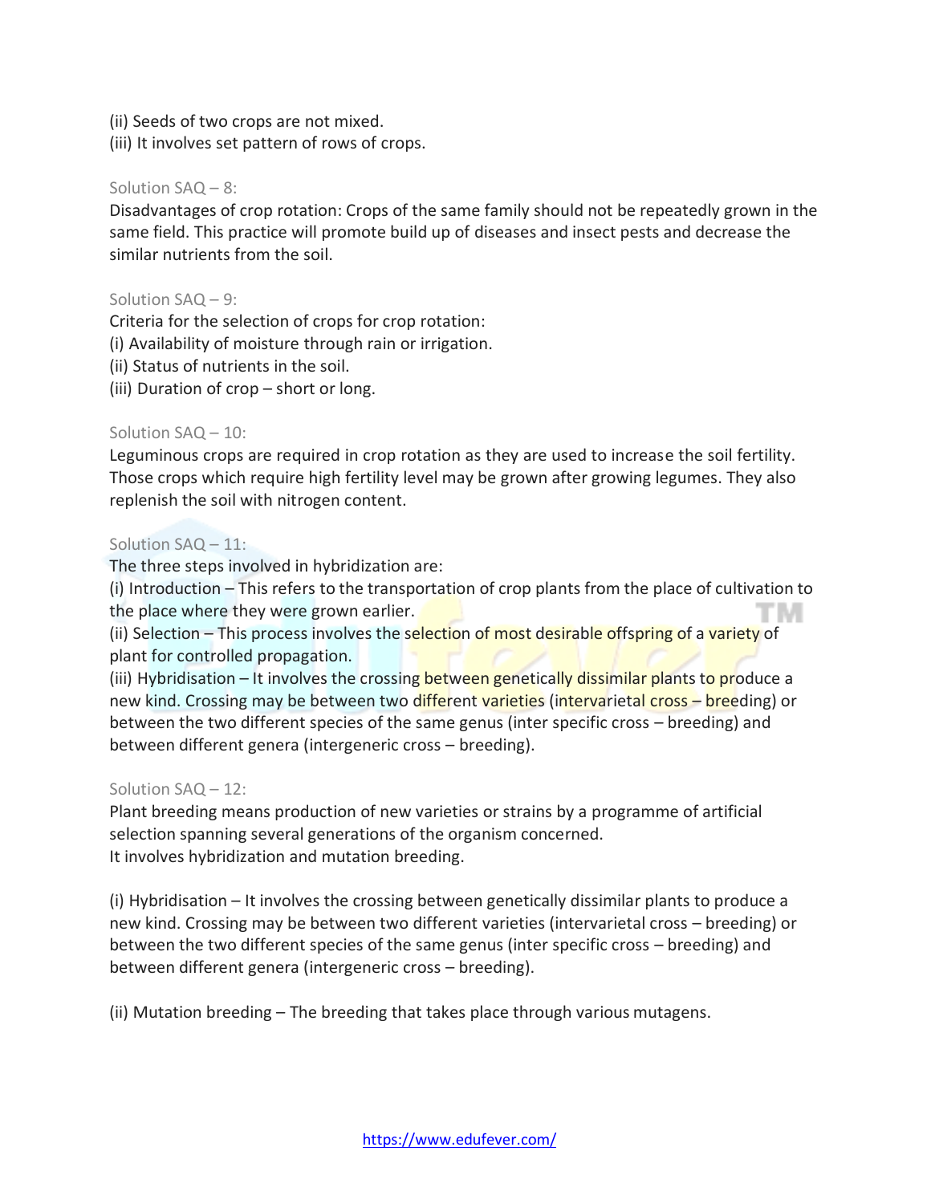(ii) Seeds of two crops are not mixed.
(iii) It involves set pattern of rows of crops.

Solution SAQ – 8:

Disadvantages of crop rotation: Crops of the same family should not be repeatedly grown in the same field. This practice will promote build up of diseases and insect pests and decrease the similar nutrients from the soil.

Solution SAQ – 9:

Criteria for the selection of crops for crop rotation:
(i) Availability of moisture through rain or irrigation.
(ii) Status of nutrients in the soil.
(iii) Duration of crop – short or long.

Solution SAQ – 10:

Leguminous crops are required in crop rotation as they are used to increase the soil fertility. Those crops which require high fertility level may be grown after growing legumes. They also replenish the soil with nitrogen content.

Solution SAQ – 11:

The three steps involved in hybridization are:
(i) Introduction – This refers to the transportation of crop plants from the place of cultivation to the place where they were grown earlier.
(ii) Selection – This process involves the selection of most desirable offspring of a variety of plant for controlled propagation.
(iii) Hybridisation – It involves the crossing between genetically dissimilar plants to produce a new kind. Crossing may be between two different varieties (intervarietal cross – breeding) or between the two different species of the same genus (inter specific cross – breeding) and between different genera (intergeneric cross – breeding).

Solution SAQ – 12:

Plant breeding means production of new varieties or strains by a programme of artificial selection spanning several generations of the organism concerned.
It involves hybridization and mutation breeding.

(i) Hybridisation – It involves the crossing between genetically dissimilar plants to produce a new kind. Crossing may be between two different varieties (intervarietal cross – breeding) or between the two different species of the same genus (inter specific cross – breeding) and between different genera (intergeneric cross – breeding).

(ii) Mutation breeding – The breeding that takes place through various mutagens.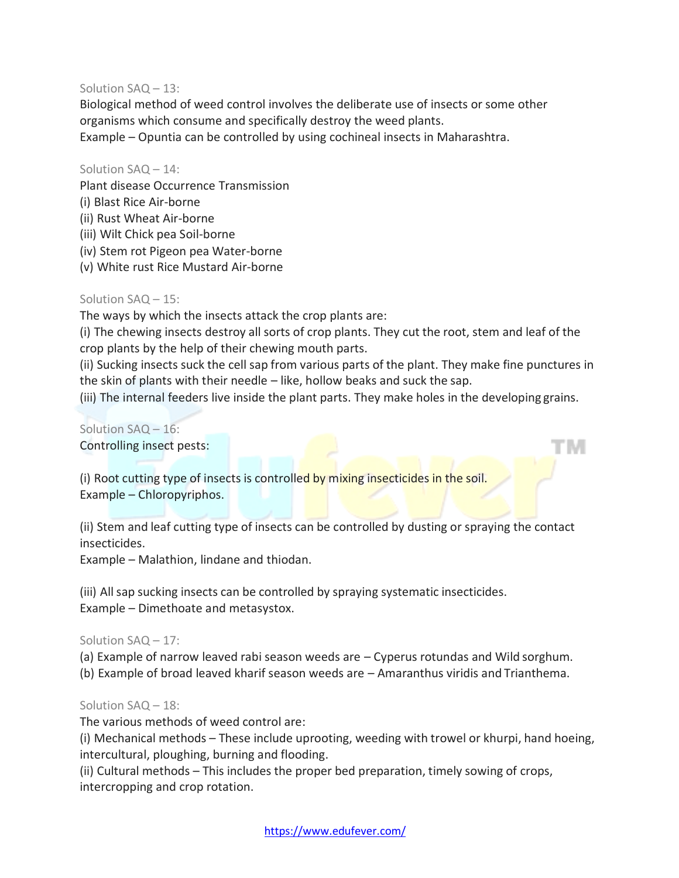Solution SAQ – 13:

Biological method of weed control involves the deliberate use of insects or some other organisms which consume and specifically destroy the weed plants.
Example – Opuntia can be controlled by using cochineal insects in Maharashtra.

Solution SAQ – 14:

Plant disease Occurrence Transmission
(i) Blast Rice Air-borne
(ii) Rust Wheat Air-borne
(iii) Wilt Chick pea Soil-borne
(iv) Stem rot Pigeon pea Water-borne
(v) White rust Rice Mustard Air-borne

Solution SAQ – 15:

The ways by which the insects attack the crop plants are:
(i) The chewing insects destroy all sorts of crop plants. They cut the root, stem and leaf of the crop plants by the help of their chewing mouth parts.
(ii) Sucking insects suck the cell sap from various parts of the plant. They make fine punctures in the skin of plants with their needle – like, hollow beaks and suck the sap.
(iii) The internal feeders live inside the plant parts. They make holes in the developing grains.

Solution SAQ – 16:

Controlling insect pests:

(i) Root cutting type of insects is controlled by mixing insecticides in the soil.
Example – Chloropyriphos.

(ii) Stem and leaf cutting type of insects can be controlled by dusting or spraying the contact insecticides.
Example – Malathion, lindane and thiodan.

(iii) All sap sucking insects can be controlled by spraying systematic insecticides.
Example – Dimethoate and metasystox.

Solution SAQ – 17:

(a) Example of narrow leaved rabi season weeds are – Cyperus rotundas and Wild sorghum.
(b) Example of broad leaved kharif season weeds are – Amaranthus viridis and Trianthema.

Solution SAQ – 18:

The various methods of weed control are:
(i) Mechanical methods – These include uprooting, weeding with trowel or khurpi, hand hoeing, intercultural, ploughing, burning and flooding.
(ii) Cultural methods – This includes the proper bed preparation, timely sowing of crops, intercropping and crop rotation.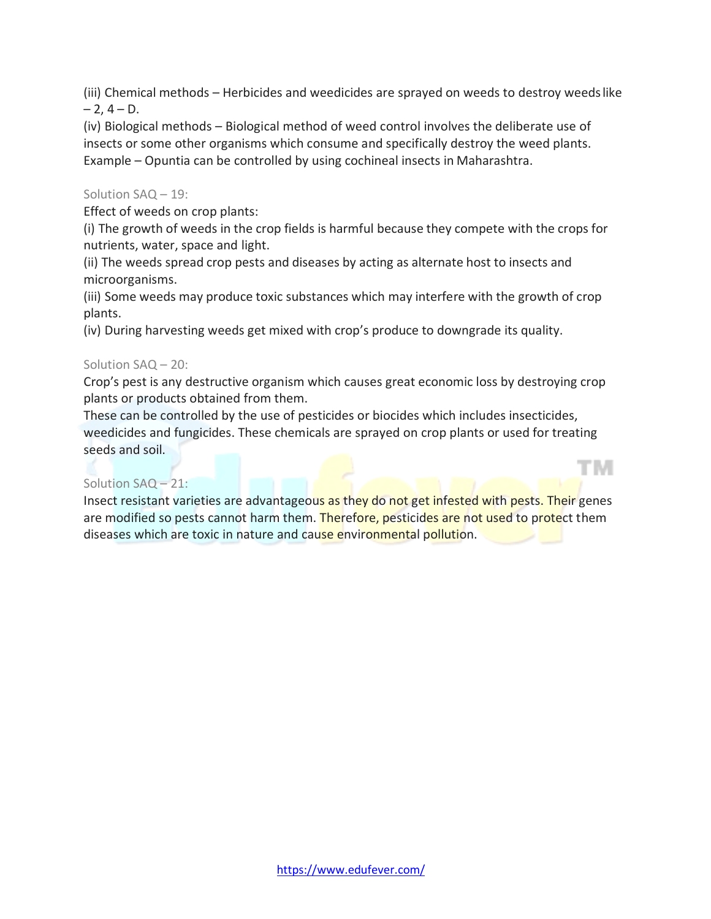(iii) Chemical methods – Herbicides and weedicides are sprayed on weeds to destroy weeds like – 2, 4 – D.

(iv) Biological methods – Biological method of weed control involves the deliberate use of insects or some other organisms which consume and specifically destroy the weed plants. Example – Opuntia can be controlled by using cochineal insects in Maharashtra.

Solution SAQ – 19:

Effect of weeds on crop plants:

(i) The growth of weeds in the crop fields is harmful because they compete with the crops for nutrients, water, space and light.

(ii) The weeds spread crop pests and diseases by acting as alternate host to insects and microorganisms.

(iii) Some weeds may produce toxic substances which may interfere with the growth of crop plants.

(iv) During harvesting weeds get mixed with crop's produce to downgrade its quality.

Solution SAQ – 20:

Crop's pest is any destructive organism which causes great economic loss by destroying crop plants or products obtained from them.

These can be controlled by the use of pesticides or biocides which includes insecticides, weedicides and fungicides. These chemicals are sprayed on crop plants or used for treating seeds and soil.

Solution SAQ – 21:

Insect resistant varieties are advantageous as they do not get infested with pests. Their genes are modified so pests cannot harm them. Therefore, pesticides are not used to protect them diseases which are toxic in nature and cause environmental pollution.